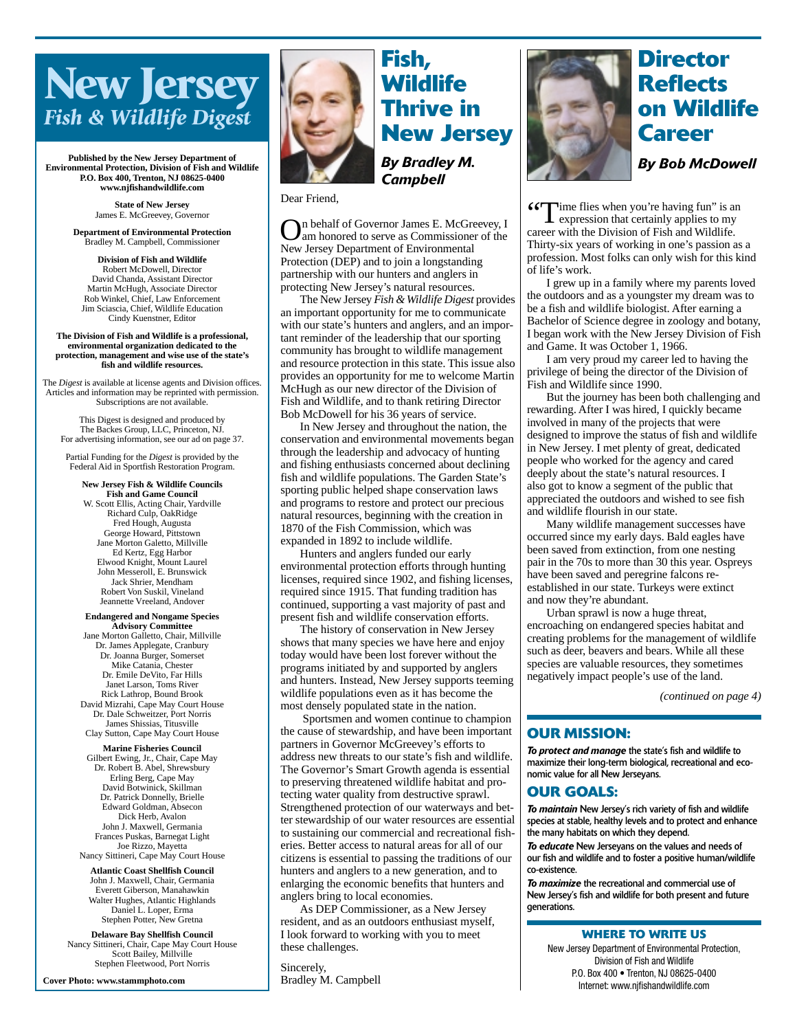# New Jersey
## *Fish & Wildlife Digest*

**Published by the New Jersey Department of Environmental Protection, Division of Fish and Wildlife**
**P.O. Box 400, Trenton, NJ 08625-0400**
**www.njfishandwildlife.com**

**State of New Jersey**
James E. McGreevey, Governor

**Department of Environmental Protection**
Bradley M. Campbell, Commissioner

**Division of Fish and Wildlife**
Robert McDowell, Director
David Chanda, Assistant Director
Martin McHugh, Associate Director
Rob Winkel, Chief, Law Enforcement
Jim Sciascia, Chief, Wildlife Education
Cindy Kuenstner, Editor

**The Division of Fish and Wildlife is a professional, environmental organization dedicated to the protection, management and wise use of the state's fish and wildlife resources.**

The *Digest* is available at license agents and Division offices. Articles and information may be reprinted with permission. Subscriptions are not available.

This Digest is designed and produced by The Backes Group, LLC, Princeton, NJ. For advertising information, see our ad on page 37.

Partial Funding for the *Digest* is provided by the Federal Aid in Sportfish Restoration Program.

**New Jersey Fish & Wildlife Councils**
**Fish and Game Council**
W. Scott Ellis, Acting Chair, Yardville
Richard Culp, OakRidge
Fred Hough, Augusta
George Howard, Pittstown
Jane Morton Galetto, Millville
Ed Kertz, Egg Harbor
Elwood Knight, Mount Laurel
John Messeroll, E. Brunswick
Jack Shrier, Mendham
Robert Von Suskil, Vineland
Jeannette Vreeland, Andover

**Endangered and Nongame Species Advisory Committee**
Jane Morton Galletto, Chair, Millville
Dr. James Applegate, Cranbury
Dr. Joanna Burger, Somerset
Mike Catania, Chester
Dr. Emile DeVito, Far Hills
Janet Larson, Toms River
Rick Lathrop, Bound Brook
David Mizrahi, Cape May Court House
Dr. Dale Schweitzer, Port Norris
James Shissias, Titusville
Clay Sutton, Cape May Court House

**Marine Fisheries Council**
Gilbert Ewing, Jr., Chair, Cape May
Dr. Robert B. Abel, Shrewsbury
Erling Berg, Cape May
David Botwinick, Skillman
Dr. Patrick Donnelly, Brielle
Edward Goldman, Absecon
Dick Herb, Avalon
John J. Maxwell, Germania
Frances Puskas, Barnegat Light
Joe Rizzo, Mayetta
Nancy Sittineri, Cape May Court House

**Atlantic Coast Shellfish Council**
John J. Maxwell, Chair, Germania
Everett Giberson, Manahawkin
Walter Hughes, Atlantic Highlands
Daniel L. Loper, Erma
Stephen Potter, New Gretna

**Delaware Bay Shellfish Council**
Nancy Sittineri, Chair, Cape May Court House
Scott Bailey, Millville
Stephen Fleetwood, Port Norris

**Cover Photo: www.stammphoto.com**

# Fish, Wildlife Thrive in New Jersey

***By Bradley M. Campbell***

Dear Friend,

On behalf of Governor James E. McGreevey, I am honored to serve as Commissioner of the New Jersey Department of Environmental Protection (DEP) and to join a longstanding partnership with our hunters and anglers in protecting New Jersey's natural resources.

The New Jersey *Fish & Wildlife Digest* provides an important opportunity for me to communicate with our state's hunters and anglers, and an important reminder of the leadership that our sporting community has brought to wildlife management and resource protection in this state. This issue also provides an opportunity for me to welcome Martin McHugh as our new director of the Division of Fish and Wildlife, and to thank retiring Director Bob McDowell for his 36 years of service.

In New Jersey and throughout the nation, the conservation and environmental movements began through the leadership and advocacy of hunting and fishing enthusiasts concerned about declining fish and wildlife populations. The Garden State's sporting public helped shape conservation laws and programs to restore and protect our precious natural resources, beginning with the creation in 1870 of the Fish Commission, which was expanded in 1892 to include wildlife.

Hunters and anglers funded our early environmental protection efforts through hunting licenses, required since 1902, and fishing licenses, required since 1915. That funding tradition has continued, supporting a vast majority of past and present fish and wildlife conservation efforts.

The history of conservation in New Jersey shows that many species we have here and enjoy today would have been lost forever without the programs initiated by and supported by anglers and hunters. Instead, New Jersey supports teeming wildlife populations even as it has become the most densely populated state in the nation.

Sportsmen and women continue to champion the cause of stewardship, and have been important partners in Governor McGreevey's efforts to address new threats to our state's fish and wildlife. The Governor's Smart Growth agenda is essential to preserving threatened wildlife habitat and protecting water quality from destructive sprawl. Strengthened protection of our waterways and better stewardship of our water resources are essential to sustaining our commercial and recreational fisheries. Better access to natural areas for all of our citizens is essential to passing the traditions of our hunters and anglers to a new generation, and to enlarging the economic benefits that hunters and anglers bring to local economies.

As DEP Commissioner, as a New Jersey resident, and as an outdoors enthusiast myself, I look forward to working with you to meet these challenges.

Sincerely,
Bradley M. Campbell

# Director Reflects on Wildlife Career

***By Bob McDowell***

"Time flies when you're having fun" is an expression that certainly applies to my career with the Division of Fish and Wildlife. Thirty-six years of working in one's passion as a profession. Most folks can only wish for this kind of life's work.

I grew up in a family where my parents loved the outdoors and as a youngster my dream was to be a fish and wildlife biologist. After earning a Bachelor of Science degree in zoology and botany, I began work with the New Jersey Division of Fish and Game. It was October 1, 1966.

I am very proud my career led to having the privilege of being the director of the Division of Fish and Wildlife since 1990.

But the journey has been both challenging and rewarding. After I was hired, I quickly became involved in many of the projects that were designed to improve the status of fish and wildlife in New Jersey. I met plenty of great, dedicated people who worked for the agency and cared deeply about the state's natural resources. I also got to know a segment of the public that appreciated the outdoors and wished to see fish and wildlife flourish in our state.

Many wildlife management successes have occurred since my early days. Bald eagles have been saved from extinction, from one nesting pair in the 70s to more than 30 this year. Ospreys have been saved and peregrine falcons re-established in our state. Turkeys were extinct and now they're abundant.

Urban sprawl is now a huge threat, encroaching on endangered species habitat and creating problems for the management of wildlife such as deer, beavers and bears. While all these species are valuable resources, they sometimes negatively impact people's use of the land.

*(continued on page 4)*

## OUR MISSION:

***To protect and manage*** the state's fish and wildlife to maximize their long-term biological, recreational and economic value for all New Jerseyans.

## OUR GOALS:

***To maintain*** New Jersey's rich variety of fish and wildlife species at stable, healthy levels and to protect and enhance the many habitats on which they depend.

***To educate*** New Jerseyans on the values and needs of our fish and wildlife and to foster a positive human/wildlife co-existence.

***To maximize*** the recreational and commercial use of New Jersey's fish and wildlife for both present and future generations.

### WHERE TO WRITE US

New Jersey Department of Environmental Protection, Division of Fish and Wildlife
P.O. Box 400 • Trenton, NJ 08625-0400
Internet: www.njfishandwildlife.com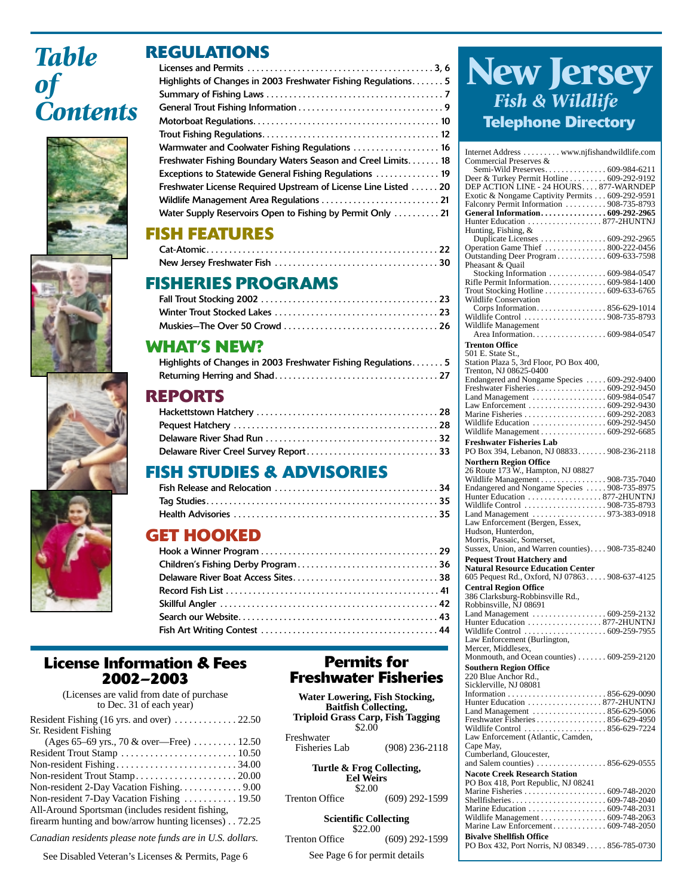# Table of Contents

## REGULATIONS

- Licenses and Permits ........ 3, 6
- Highlights of Changes in 2003 Freshwater Fishing Regulations ........ 5
- Summary of Fishing Laws ........ 7
- General Trout Fishing Information ........ 9
- Motorboat Regulations ........ 10
- Trout Fishing Regulations ........ 12
- Warmwater and Coolwater Fishing Regulations ........ 16
- Freshwater Fishing Boundary Waters Season and Creel Limits ........ 18
- Exceptions to Statewide General Fishing Regulations ........ 19
- Freshwater License Required Upstream of License Line Listed ........ 20
- Wildlife Management Area Regulations ........ 21
- Water Supply Reservoirs Open to Fishing by Permit Only ........ 21

## FISH FEATURES

- Cat-Atomic ........ 22
- New Jersey Freshwater Fish ........ 30

## FISHERIES PROGRAMS

- Fall Trout Stocking 2002 ........ 23
- Winter Trout Stocked Lakes ........ 23
- Muskies—The Over 50 Crowd ........ 26

## WHAT'S NEW?

- Highlights of Changes in 2003 Freshwater Fishing Regulations ........ 5
- Returning Herring and Shad ........ 27

## REPORTS

- Hackettstown Hatchery ........ 28
- Pequest Hatchery ........ 28
- Delaware River Shad Run ........ 32
- Delaware River Creel Survey Report ........ 33

## FISH STUDIES & ADVISORIES

- Fish Release and Relocation ........ 34
- Tag Studies ........ 35
- Health Advisories ........ 35

## GET HOOKED

- Hook a Winner Program ........ 29
- Children's Fishing Derby Program ........ 36
- Delaware River Boat Access Sites ........ 38
- Record Fish List ........ 41
- Skillful Angler ........ 42
- Search our Website ........ 43
- Fish Art Writing Contest ........ 44

## License Information & Fees 2002–2003

(Licenses are valid from date of purchase to Dec. 31 of each year)

| License | Fee |
|---|---|
| Resident Fishing (16 yrs. and over) | 22.50 |
| Sr. Resident Fishing (Ages 65–69 yrs., 70 & over—Free) | 12.50 |
| Resident Trout Stamp | 10.50 |
| Non-resident Fishing | 34.00 |
| Non-resident Trout Stamp | 20.00 |
| Non-resident 2-Day Vacation Fishing | 9.00 |
| Non-resident 7-Day Vacation Fishing | 19.50 |
| All-Around Sportsman (includes resident fishing, firearm hunting and bow/arrow hunting licenses) | 72.25 |

*Canadian residents please note funds are in U.S. dollars.*

See Disabled Veteran's Licenses & Permits, Page 6

## Permits for Freshwater Fisheries

**Water Lowering, Fish Stocking, Baitfish Collecting, Triploid Grass Carp, Fish Tagging**
$2.00
Freshwater Fisheries Lab (908) 236-2118

**Turtle & Frog Collecting, Eel Weirs**
$2.00
Trenton Office (609) 292-1599

**Scientific Collecting**
$22.00
Trenton Office (609) 292-1599

See Page 6 for permit details

# New Jersey Fish & Wildlife Telephone Directory

Internet Address ........ www.njfishandwildlife.com
Commercial Preserves & Semi-Wild Preserves ........ 609-984-6211
Deer & Turkey Permit Hotline ........ 609-292-9192
DEP ACTION LINE - 24 HOURS ........ 877-WARNDEP
Exotic & Nongame Captivity Permits ........ 609-292-9591
Falconry Permit Information ........ 908-735-8793
**General Information ........ 609-292-2965**
Hunter Education ........ 877-2HUNTNJ
Hunting, Fishing, & Duplicate Licenses ........ 609-292-2965
Operation Game Thief ........ 800-222-0456
Outstanding Deer Program ........ 609-633-7598
Pheasant & Quail Stocking Information ........ 609-984-0547
Rifle Permit Information ........ 609-984-1400
Trout Stocking Hotline ........ 609-633-6765
Wildlife Conservation Corps Information ........ 856-629-1014
Wildlife Control ........ 908-735-8793
Wildlife Management Area Information ........ 609-984-0547

**Trenton Office**
501 E. State St., Station Plaza 5, 3rd Floor, PO Box 400, Trenton, NJ 08625-0400
Endangered and Nongame Species ........ 609-292-9400
Freshwater Fisheries ........ 609-292-9450
Land Management ........ 609-984-0547
Law Enforcement ........ 609-292-9430
Marine Fisheries ........ 609-292-2083
Wildlife Education ........ 609-292-9450
Wildlife Management ........ 609-292-6685

**Freshwater Fisheries Lab**
PO Box 394, Lebanon, NJ 08833 ........ 908-236-2118

**Northern Region Office**
26 Route 173 W., Hampton, NJ 08827
Wildlife Management ........ 908-735-7040
Endangered and Nongame Species ........ 908-735-8975
Hunter Education ........ 877-2HUNTNJ
Wildlife Control ........ 908-735-8793
Land Management ........ 973-383-0918
Law Enforcement (Bergen, Essex, Hudson, Hunterdon, Morris, Passaic, Somerset, Sussex, Union, and Warren counties) ........ 908-735-8240

**Pequest Trout Hatchery and Natural Resource Education Center**
605 Pequest Rd., Oxford, NJ 07863 ........ 908-637-4125

**Central Region Office**
386 Clarksburg-Robbinsville Rd., Robbinsville, NJ 08691
Land Management ........ 609-259-2132
Hunter Education ........ 877-2HUNTNJ
Wildlife Control ........ 609-259-7955
Law Enforcement (Burlington, Mercer, Middlesex, Monmouth, and Ocean counties) ........ 609-259-2120

**Southern Region Office**
220 Blue Anchor Rd., Sicklerville, NJ 08081
Information ........ 856-629-0090
Hunter Education ........ 877-2HUNTNJ
Land Management ........ 856-629-5006
Freshwater Fisheries ........ 856-629-4950
Wildlife Control ........ 856-629-7224
Law Enforcement (Atlantic, Camden, Cape May, Cumberland, Gloucester, and Salem counties) ........ 856-629-0555

**Nacote Creek Research Station**
PO Box 418, Port Republic, NJ 08241
Marine Fisheries ........ 609-748-2020
Shellfisheries ........ 609-748-2040
Marine Education ........ 609-748-2031
Wildlife Management ........ 609-748-2063
Marine Law Enforcement ........ 609-748-2050

**Bivalve Shellfish Office**
PO Box 432, Port Norris, NJ 08349 ........ 856-785-0730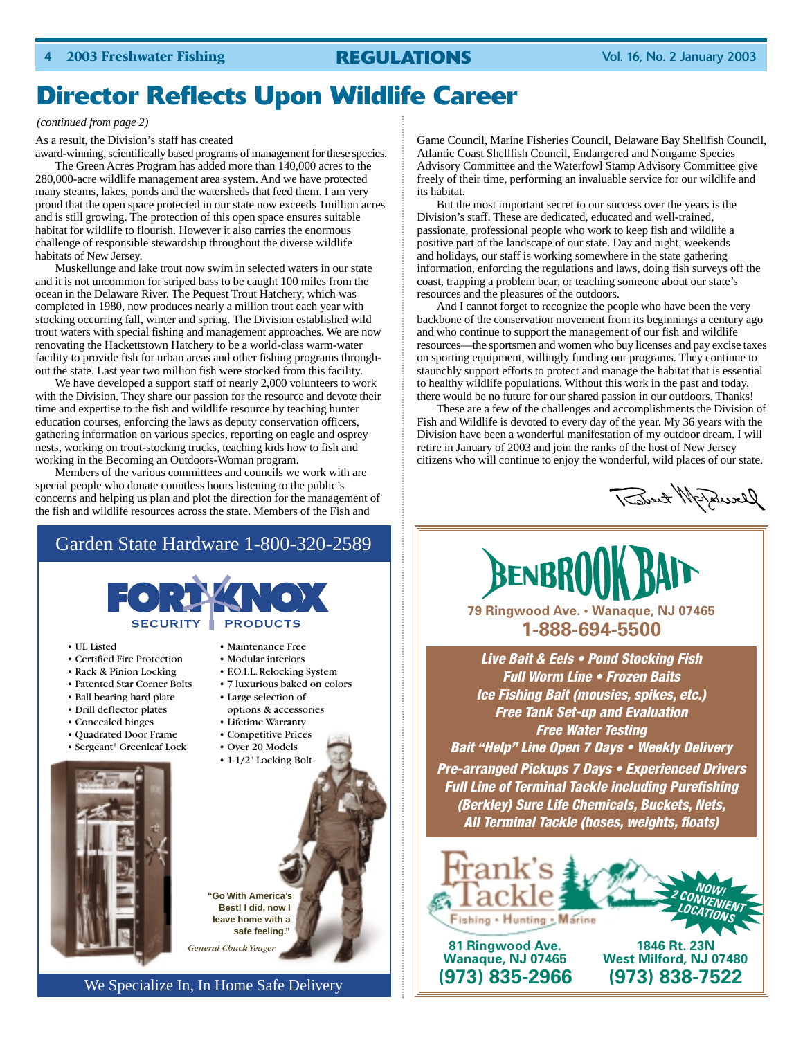# Director Reflects Upon Wildlife Career

*(continued from page 2)*

As a result, the Division's staff has created award-winning, scientifically based programs of management for these species.

The Green Acres Program has added more than 140,000 acres to the 280,000-acre wildlife management area system. And we have protected many steams, lakes, ponds and the watersheds that feed them. I am very proud that the open space protected in our state now exceeds 1million acres and is still growing. The protection of this open space ensures suitable habitat for wildlife to flourish. However it also carries the enormous challenge of responsible stewardship throughout the diverse wildlife habitats of New Jersey.

Muskellunge and lake trout now swim in selected waters in our state and it is not uncommon for striped bass to be caught 100 miles from the ocean in the Delaware River. The Pequest Trout Hatchery, which was completed in 1980, now produces nearly a million trout each year with stocking occurring fall, winter and spring. The Division established wild trout waters with special fishing and management approaches. We are now renovating the Hackettstown Hatchery to be a world-class warm-water facility to provide fish for urban areas and other fishing programs throughout the state. Last year two million fish were stocked from this facility.

We have developed a support staff of nearly 2,000 volunteers to work with the Division. They share our passion for the resource and devote their time and expertise to the fish and wildlife resource by teaching hunter education courses, enforcing the laws as deputy conservation officers, gathering information on various species, reporting on eagle and osprey nests, working on trout-stocking trucks, teaching kids how to fish and working in the Becoming an Outdoors-Woman program.

Members of the various committees and councils we work with are special people who donate countless hours listening to the public's concerns and helping us plan and plot the direction for the management of the fish and wildlife resources across the state. Members of the Fish and Game Council, Marine Fisheries Council, Delaware Bay Shellfish Council, Atlantic Coast Shellfish Council, Endangered and Nongame Species Advisory Committee and the Waterfowl Stamp Advisory Committee give freely of their time, performing an invaluable service for our wildlife and its habitat.

But the most important secret to our success over the years is the Division's staff. These are dedicated, educated and well-trained, passionate, professional people who work to keep fish and wildlife a positive part of the landscape of our state. Day and night, weekends and holidays, our staff is working somewhere in the state gathering information, enforcing the regulations and laws, doing fish surveys off the coast, trapping a problem bear, or teaching someone about our state's resources and the pleasures of the outdoors.

And I cannot forget to recognize the people who have been the very backbone of the conservation movement from its beginnings a century ago and who continue to support the management of our fish and wildlife resources—the sportsmen and women who buy licenses and pay excise taxes on sporting equipment, willingly funding our programs. They continue to staunchly support efforts to protect and manage the habitat that is essential to healthy wildlife populations. Without this work in the past and today, there would be no future for our shared passion in our outdoors. Thanks!

These are a few of the challenges and accomplishments the Division of Fish and Wildlife is devoted to every day of the year. My 36 years with the Division have been a wonderful manifestation of my outdoor dream. I will retire in January of 2003 and join the ranks of the host of New Jersey citizens who will continue to enjoy the wonderful, wild places of our state.

Robert McDowell

---

Garden State Hardware 1-800-320-2589

**FORT KNOX** SECURITY PRODUCTS

- UL Listed
- Certified Fire Protection
- Rack & Pinion Locking
- Patented Star Corner Bolts
- Ball bearing hard plate
- Drill deflector plates
- Concealed hinges
- Quadrated Door Frame
- Sergeant® Greenleaf Lock
- Maintenance Free
- Modular interiors
- F.O.I.L. Relocking System
- 7 luxurious baked on colors
- Large selection of options & accessories
- Lifetime Warranty
- Competitive Prices
- Over 20 Models
- 1-1/2" Locking Bolt

**"Go With America's Best! I did, now I leave home with a safe feeling."**

*General Chuck Yeager*

We Specialize In, In Home Safe Delivery

---

**BENBROOK BAIT**

**79 Ringwood Ave. • Wanaque, NJ 07465**

**1-888-694-5500**

***Live Bait & Eels • Pond Stocking Fish***
***Full Worm Line • Frozen Baits***
***Ice Fishing Bait (mousies, spikes, etc.)***
***Free Tank Set-up and Evaluation***
***Free Water Testing***
***Bait "Help" Line Open 7 Days • Weekly Delivery***
***Pre-arranged Pickups 7 Days • Experienced Drivers***
***Full Line of Terminal Tackle including Purefishing (Berkley) Sure Life Chemicals, Buckets, Nets, All Terminal Tackle (hoses, weights, floats)***

**Frank's Tackle**
Fishing • Hunting • Marine

**NOW! 2 CONVENIENT LOCATIONS**

**81 Ringwood Ave.**
**Wanaque, NJ 07465**
**(973) 835-2966**

**1846 Rt. 23N**
**West Milford, NJ 07480**
**(973) 838-7522**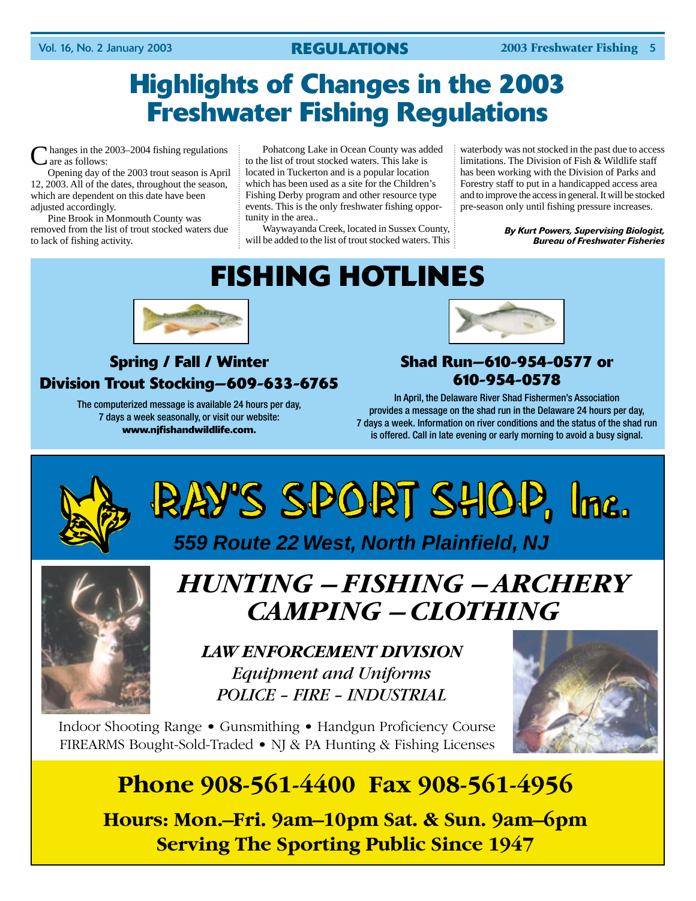# Highlights of Changes in the 2003 Freshwater Fishing Regulations

Changes in the 2003–2004 fishing regulations are as follows:

Opening day of the 2003 trout season is April 12, 2003. All of the dates, throughout the season, which are dependent on this date have been adjusted accordingly.

Pine Brook in Monmouth County was removed from the list of trout stocked waters due to lack of fishing activity.

Pohatcong Lake in Ocean County was added to the list of trout stocked waters. This lake is located in Tuckerton and is a popular location which has been used as a site for the Children's Fishing Derby program and other resource type events. This is the only freshwater fishing opportunity in the area..

Waywayanda Creek, located in Sussex County, will be added to the list of trout stocked waters. This waterbody was not stocked in the past due to access limitations. The Division of Fish & Wildlife staff has been working with the Division of Parks and Forestry staff to put in a handicapped access area and to improve the access in general. It will be stocked pre-season only until fishing pressure increases.

***By Kurt Powers, Supervising Biologist, Bureau of Freshwater Fisheries***

# FISHING HOTLINES

### Spring / Fall / Winter Division Trout Stocking—609-633-6765

The computerized message is available 24 hours per day, 7 days a week seasonally, or visit our website: **www.njfishandwildlife.com.**

### Shad Run—610-954-0577 or 610-954-0578

In April, the Delaware River Shad Fishermen's Association provides a message on the shad run in the Delaware 24 hours per day, 7 days a week. Information on river conditions and the status of the shad run is offered. Call in late evening or early morning to avoid a busy signal.

# RAY'S SPORT SHOP, Inc.

***559 Route 22 West, North Plainfield, NJ***

## *HUNTING – FISHING – ARCHERY CAMPING – CLOTHING*

***LAW ENFORCEMENT DIVISION***
*Equipment and Uniforms*
*POLICE - FIRE - INDUSTRIAL*

Indoor Shooting Range • Gunsmithing • Handgun Proficiency Course
FIREARMS Bought-Sold-Traded • NJ & PA Hunting & Fishing Licenses

**Phone 908-561-4400 Fax 908-561-4956**

**Hours: Mon.–Fri. 9am–10pm Sat. & Sun. 9am–6pm**
**Serving The Sporting Public Since 1947**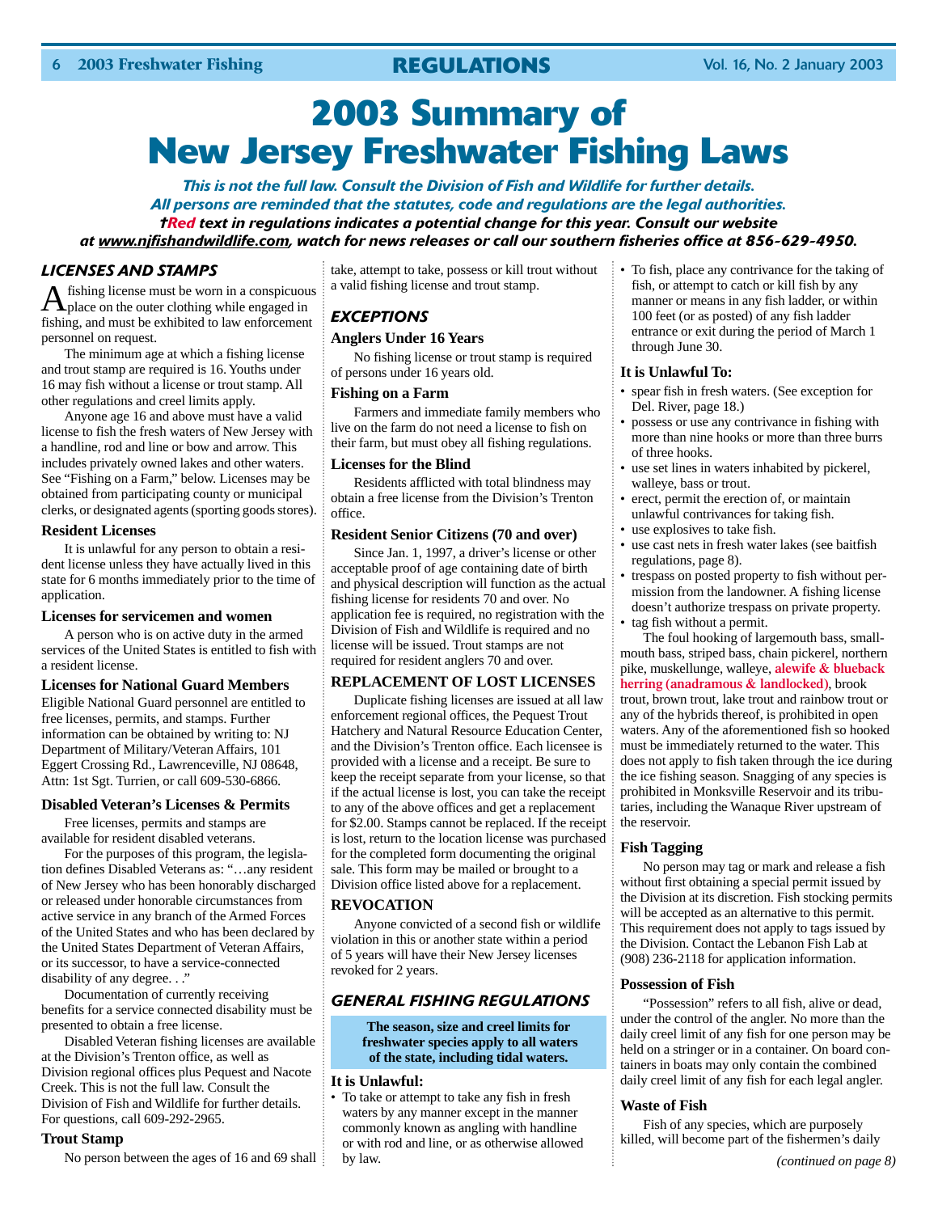# 2003 Summary of New Jersey Freshwater Fishing Laws

***This is not the full law. Consult the Division of Fish and Wildlife for further details. All persons are reminded that the statutes, code and regulations are the legal authorities. †Red text in regulations indicates a potential change for this year. Consult our website at www.njfishandwildlife.com, watch for news releases or call our southern fisheries office at 856-629-4950.***

## LICENSES AND STAMPS

A fishing license must be worn in a conspicuous place on the outer clothing while engaged in fishing, and must be exhibited to law enforcement personnel on request.

The minimum age at which a fishing license and trout stamp are required is 16. Youths under 16 may fish without a license or trout stamp. All other regulations and creel limits apply.

Anyone age 16 and above must have a valid license to fish the fresh waters of New Jersey with a handline, rod and line or bow and arrow. This includes privately owned lakes and other waters. See "Fishing on a Farm," below. Licenses may be obtained from participating county or municipal clerks, or designated agents (sporting goods stores).

### Resident Licenses

It is unlawful for any person to obtain a resident license unless they have actually lived in this state for 6 months immediately prior to the time of application.

### Licenses for servicemen and women

A person who is on active duty in the armed services of the United States is entitled to fish with a resident license.

### Licenses for National Guard Members

Eligible National Guard personnel are entitled to free licenses, permits, and stamps. Further information can be obtained by writing to: NJ Department of Military/Veteran Affairs, 101 Eggert Crossing Rd., Lawrenceville, NJ 08648, Attn: 1st Sgt. Turrien, or call 609-530-6866.

### Disabled Veteran's Licenses & Permits

Free licenses, permits and stamps are available for resident disabled veterans.

For the purposes of this program, the legislation defines Disabled Veterans as: "…any resident of New Jersey who has been honorably discharged or released under honorable circumstances from active service in any branch of the Armed Forces of the United States and who has been declared by the United States Department of Veteran Affairs, or its successor, to have a service-connected disability of any degree. . ."

Documentation of currently receiving benefits for a service connected disability must be presented to obtain a free license.

Disabled Veteran fishing licenses are available at the Division's Trenton office, as well as Division regional offices plus Pequest and Nacote Creek. This is not the full law. Consult the Division of Fish and Wildlife for further details. For questions, call 609-292-2965.

### Trout Stamp

No person between the ages of 16 and 69 shall take, attempt to take, possess or kill trout without a valid fishing license and trout stamp.

## EXCEPTIONS

### Anglers Under 16 Years

No fishing license or trout stamp is required of persons under 16 years old.

### Fishing on a Farm

Farmers and immediate family members who live on the farm do not need a license to fish on their farm, but must obey all fishing regulations.

### Licenses for the Blind

Residents afflicted with total blindness may obtain a free license from the Division's Trenton office.

### Resident Senior Citizens (70 and over)

Since Jan. 1, 1997, a driver's license or other acceptable proof of age containing date of birth and physical description will function as the actual fishing license for residents 70 and over. No application fee is required, no registration with the Division of Fish and Wildlife is required and no license will be issued. Trout stamps are not required for resident anglers 70 and over.

### REPLACEMENT OF LOST LICENSES

Duplicate fishing licenses are issued at all law enforcement regional offices, the Pequest Trout Hatchery and Natural Resource Education Center, and the Division's Trenton office. Each licensee is provided with a license and a receipt. Be sure to keep the receipt separate from your license, so that if the actual license is lost, you can take the receipt to any of the above offices and get a replacement for $2.00. Stamps cannot be replaced. If the receipt is lost, return to the location license was purchased for the completed form documenting the original sale. This form may be mailed or brought to a Division office listed above for a replacement.

### REVOCATION

Anyone convicted of a second fish or wildlife violation in this or another state within a period of 5 years will have their New Jersey licenses revoked for 2 years.

## GENERAL FISHING REGULATIONS

**The season, size and creel limits for freshwater species apply to all waters of the state, including tidal waters.**

### It is Unlawful:

- To take or attempt to take any fish in fresh waters by any manner except in the manner commonly known as angling with handline or with rod and line, or as otherwise allowed by law.
- To fish, place any contrivance for the taking of fish, or attempt to catch or kill fish by any manner or means in any fish ladder, or within 100 feet (or as posted) of any fish ladder entrance or exit during the period of March 1 through June 30.

### It is Unlawful To:

- spear fish in fresh waters. (See exception for Del. River, page 18.)
- possess or use any contrivance in fishing with more than nine hooks or more than three burrs of three hooks.
- use set lines in waters inhabited by pickerel, walleye, bass or trout.
- erect, permit the erection of, or maintain unlawful contrivances for taking fish.
- use explosives to take fish.
- use cast nets in fresh water lakes (see baitfish regulations, page 8).
- trespass on posted property to fish without permission from the landowner. A fishing license doesn't authorize trespass on private property.
- tag fish without a permit.

The foul hooking of largemouth bass, smallmouth bass, striped bass, chain pickerel, northern pike, muskellunge, walleye, **alewife & blueback herring (anadramous & landlocked)**, brook trout, brown trout, lake trout and rainbow trout or any of the hybrids thereof, is prohibited in open waters. Any of the aforementioned fish so hooked must be immediately returned to the water. This does not apply to fish taken through the ice during the ice fishing season. Snagging of any species is prohibited in Monksville Reservoir and its tributaries, including the Wanaque River upstream of the reservoir.

### Fish Tagging

No person may tag or mark and release a fish without first obtaining a special permit issued by the Division at its discretion. Fish stocking permits will be accepted as an alternative to this permit. This requirement does not apply to tags issued by the Division. Contact the Lebanon Fish Lab at (908) 236-2118 for application information.

### Possession of Fish

"Possession" refers to all fish, alive or dead, under the control of the angler. No more than the daily creel limit of any fish for one person may be held on a stringer or in a container. On board containers in boats may only contain the combined daily creel limit of any fish for each legal angler.

### Waste of Fish

Fish of any species, which are purposely killed, will become part of the fishermen's daily

*(continued on page 8)*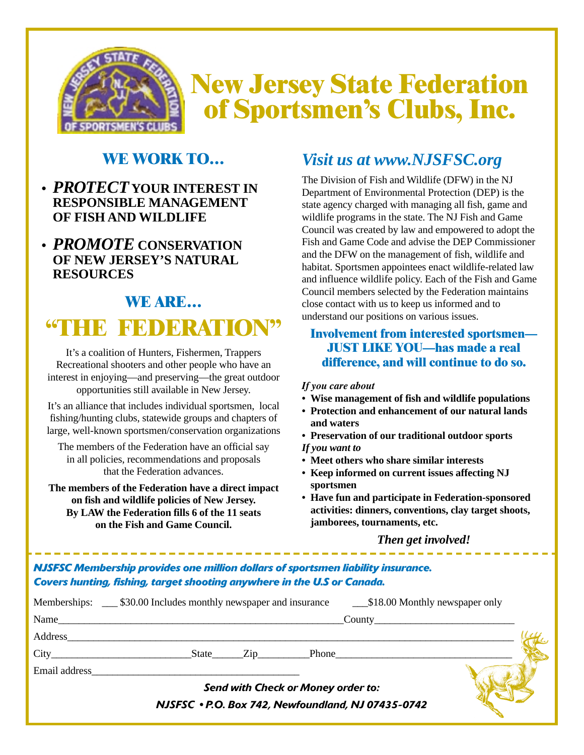# New Jersey State Federation of Sportsmen's Clubs, Inc.

## WE WORK TO…

- ***PROTECT* YOUR INTEREST IN RESPONSIBLE MANAGEMENT OF FISH AND WILDLIFE**
- ***PROMOTE* CONSERVATION OF NEW JERSEY'S NATURAL RESOURCES**

## WE ARE…

# "THE FEDERATION"

It's a coalition of Hunters, Fishermen, Trappers Recreational shooters and other people who have an interest in enjoying—and preserving—the great outdoor opportunities still available in New Jersey.

It's an alliance that includes individual sportsmen, local fishing/hunting clubs, statewide groups and chapters of large, well-known sportsmen/conservation organizations

The members of the Federation have an official say in all policies, recommendations and proposals that the Federation advances.

**The members of the Federation have a direct impact on fish and wildlife policies of New Jersey. By LAW the Federation fills 6 of the 11 seats on the Fish and Game Council.**

## *Visit us at www.NJSFSC.org*

The Division of Fish and Wildlife (DFW) in the NJ Department of Environmental Protection (DEP) is the state agency charged with managing all fish, game and wildlife programs in the state. The NJ Fish and Game Council was created by law and empowered to adopt the Fish and Game Code and advise the DEP Commissioner and the DFW on the management of fish, wildlife and habitat. Sportsmen appointees enact wildlife-related law and influence wildlife policy. Each of the Fish and Game Council members selected by the Federation maintains close contact with us to keep us informed and to understand our positions on various issues.

### Involvement from interested sportsmen—JUST LIKE YOU—has made a real difference, and will continue to do so.

*If you care about*

- **Wise management of fish and wildlife populations**
- **Protection and enhancement of our natural lands and waters**
- **Preservation of our traditional outdoor sports**

*If you want to*

- **Meet others who share similar interests**
- **Keep informed on current issues affecting NJ sportsmen**
- **Have fun and participate in Federation-sponsored activities: dinners, conventions, clay target shoots, jamborees, tournaments, etc.**

***Then get involved!***

---

***NJSFSC Membership provides one million dollars of sportsmen liability insurance. Covers hunting, fishing, target shooting anywhere in the U.S or Canada.***

Memberships: ___ $30.00 Includes monthly newspaper and insurance ___$18.00 Monthly newspaper only

Name________________________________________County____________________

Address____________________________________________________________

City____________________State______Zip_________Phone_______________________

Email address______________________________

***Send with Check or Money order to:***

***NJSFSC • P.O. Box 742, Newfoundland, NJ 07435-0742***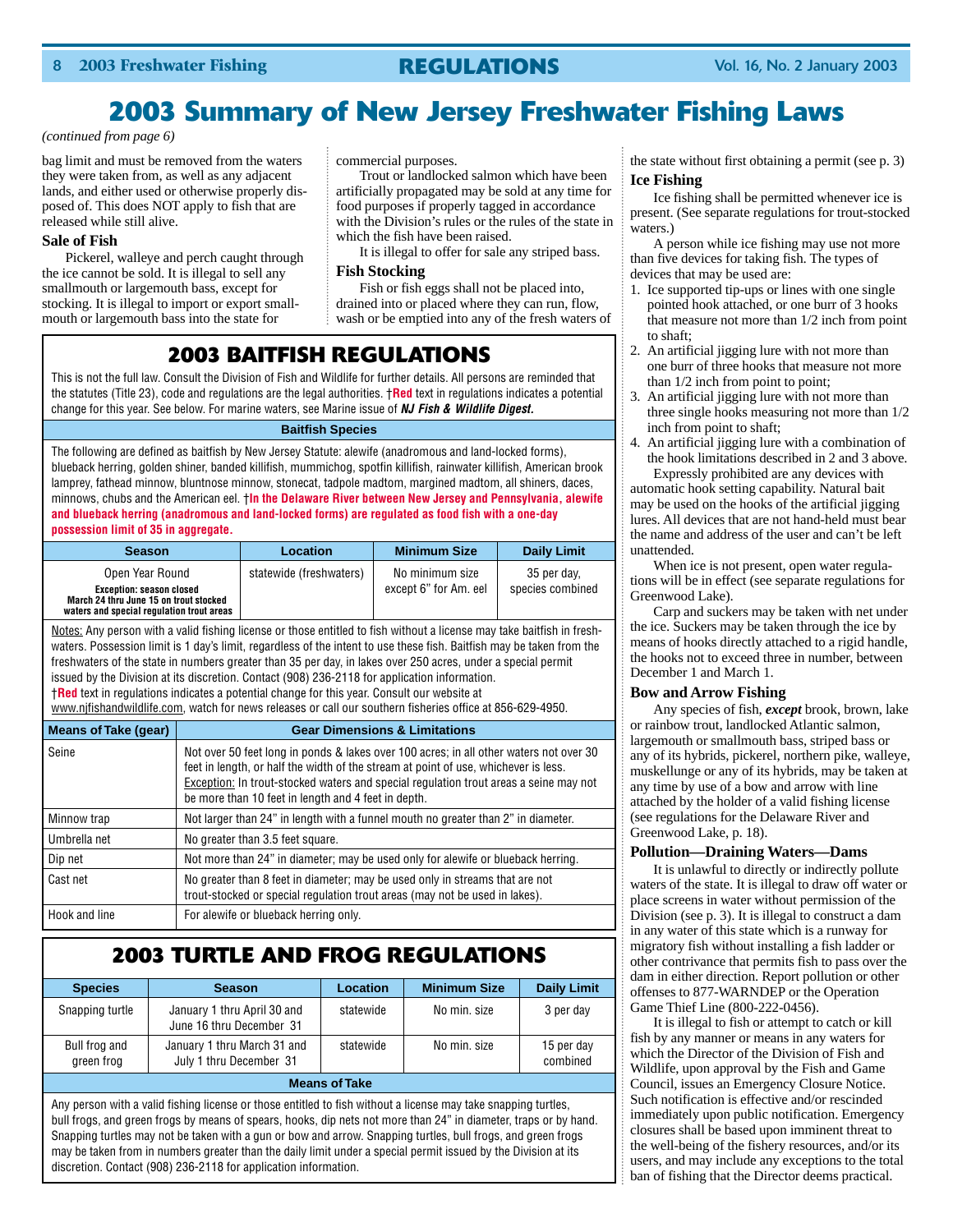# 2003 Summary of New Jersey Freshwater Fishing Laws

*(continued from page 6)*

bag limit and must be removed from the waters they were taken from, as well as any adjacent lands, and either used or otherwise properly disposed of. This does NOT apply to fish that are released while still alive.

### Sale of Fish

Pickerel, walleye and perch caught through the ice cannot be sold. It is illegal to sell any smallmouth or largemouth bass, except for stocking. It is illegal to import or export smallmouth or largemouth bass into the state for commercial purposes.

Trout or landlocked salmon which have been artificially propagated may be sold at any time for food purposes if properly tagged in accordance with the Division's rules or the rules of the state in which the fish have been raised.

It is illegal to offer for sale any striped bass.

### Fish Stocking

Fish or fish eggs shall not be placed into, drained into or placed where they can run, flow, wash or be emptied into any of the fresh waters of the state without first obtaining a permit (see p. 3)

## 2003 BAITFISH REGULATIONS

This is not the full law. Consult the Division of Fish and Wildlife for further details. All persons are reminded that the statutes (Title 23), code and regulations are the legal authorities. †**Red** text in regulations indicates a potential change for this year. See below. For marine waters, see Marine issue of ***NJ Fish & Wildlife Digest.***

**Baitfish Species**

The following are defined as baitfish by New Jersey Statute: alewife (anadromous and land-locked forms), blueback herring, golden shiner, banded killifish, mummichog, spotfin killifish, rainwater killifish, American brook lamprey, fathead minnow, bluntnose minnow, stonecat, tadpole madtom, margined madtom, all shiners, daces, minnows, chubs and the American eel. †**In the Delaware River between New Jersey and Pennsylvania, alewife and blueback herring (anadromous and land-locked forms) are regulated as food fish with a one-day possession limit of 35 in aggregate.**

| Season | Location | Minimum Size | Daily Limit |
|---|---|---|---|
| Open Year Round<br>**Exception: season closed March 24 thru June 15 on trout stocked waters and special regulation trout areas** | statewide (freshwaters) | No minimum size except 6" for Am. eel | 35 per day, species combined |

Notes: Any person with a valid fishing license or those entitled to fish without a license may take baitfish in freshwaters. Possession limit is 1 day's limit, regardless of the intent to use these fish. Baitfish may be taken from the freshwaters of the state in numbers greater than 35 per day, in lakes over 250 acres, under a special permit issued by the Division at its discretion. Contact (908) 236-2118 for application information.
†**Red** text in regulations indicates a potential change for this year. Consult our website at www.njfishandwildlife.com, watch for news releases or call our southern fisheries office at 856-629-4950.

| Means of Take (gear) | Gear Dimensions & Limitations |
|---|---|
| Seine | Not over 50 feet long in ponds & lakes over 100 acres; in all other waters not over 30 feet in length, or half the width of the stream at point of use, whichever is less. Exception: In trout-stocked waters and special regulation trout areas a seine may not be more than 10 feet in length and 4 feet in depth. |
| Minnow trap | Not larger than 24" in length with a funnel mouth no greater than 2" in diameter. |
| Umbrella net | No greater than 3.5 feet square. |
| Dip net | Not more than 24" in diameter; may be used only for alewife or blueback herring. |
| Cast net | No greater than 8 feet in diameter; may be used only in streams that are not trout-stocked or special regulation trout areas (may not be used in lakes). |
| Hook and line | For alewife or blueback herring only. |

## 2003 TURTLE AND FROG REGULATIONS

| Species | Season | Location | Minimum Size | Daily Limit |
|---|---|---|---|---|
| Snapping turtle | January 1 thru April 30 and June 16 thru December 31 | statewide | No min. size | 3 per day |
| Bull frog and green frog | January 1 thru March 31 and July 1 thru December 31 | statewide | No min. size | 15 per day combined |

**Means of Take**

Any person with a valid fishing license or those entitled to fish without a license may take snapping turtles, bull frogs, and green frogs by means of spears, hooks, dip nets not more than 24" in diameter, traps or by hand. Snapping turtles may not be taken with a gun or bow and arrow. Snapping turtles, bull frogs, and green frogs may be taken from in numbers greater than the daily limit under a special permit issued by the Division at its discretion. Contact (908) 236-2118 for application information.

### Ice Fishing

Ice fishing shall be permitted whenever ice is present. (See separate regulations for trout-stocked waters.)

A person while ice fishing may use not more than five devices for taking fish. The types of devices that may be used are:

1. Ice supported tip-ups or lines with one single pointed hook attached, or one burr of 3 hooks that measure not more than 1/2 inch from point to shaft;
2. An artificial jigging lure with not more than one burr of three hooks that measure not more than 1/2 inch from point to point;
3. An artificial jigging lure with not more than three single hooks measuring not more than 1/2 inch from point to shaft;
4. An artificial jigging lure with a combination of the hook limitations described in 2 and 3 above.

Expressly prohibited are any devices with automatic hook setting capability. Natural bait may be used on the hooks of the artificial jigging lures. All devices that are not hand-held must bear the name and address of the user and can't be left unattended.

When ice is not present, open water regulations will be in effect (see separate regulations for Greenwood Lake).

Carp and suckers may be taken with net under the ice. Suckers may be taken through the ice by means of hooks directly attached to a rigid handle, the hooks not to exceed three in number, between December 1 and March 1.

### Bow and Arrow Fishing

Any species of fish, ***except*** brook, brown, lake or rainbow trout, landlocked Atlantic salmon, largemouth or smallmouth bass, striped bass or any of its hybrids, pickerel, northern pike, walleye, muskellunge or any of its hybrids, may be taken at any time by use of a bow and arrow with line attached by the holder of a valid fishing license (see regulations for the Delaware River and Greenwood Lake, p. 18).

### Pollution—Draining Waters—Dams

It is unlawful to directly or indirectly pollute waters of the state. It is illegal to draw off water or place screens in water without permission of the Division (see p. 3). It is illegal to construct a dam in any water of this state which is a runway for migratory fish without installing a fish ladder or other contrivance that permits fish to pass over the dam in either direction. Report pollution or other offenses to 877-WARNDEP or the Operation Game Thief Line (800-222-0456).

It is illegal to fish or attempt to catch or kill fish by any manner or means in any waters for which the Director of the Division of Fish and Wildlife, upon approval by the Fish and Game Council, issues an Emergency Closure Notice. Such notification is effective and/or rescinded immediately upon public notification. Emergency closures shall be based upon imminent threat to the well-being of the fishery resources, and/or its users, and may include any exceptions to the total ban of fishing that the Director deems practical.